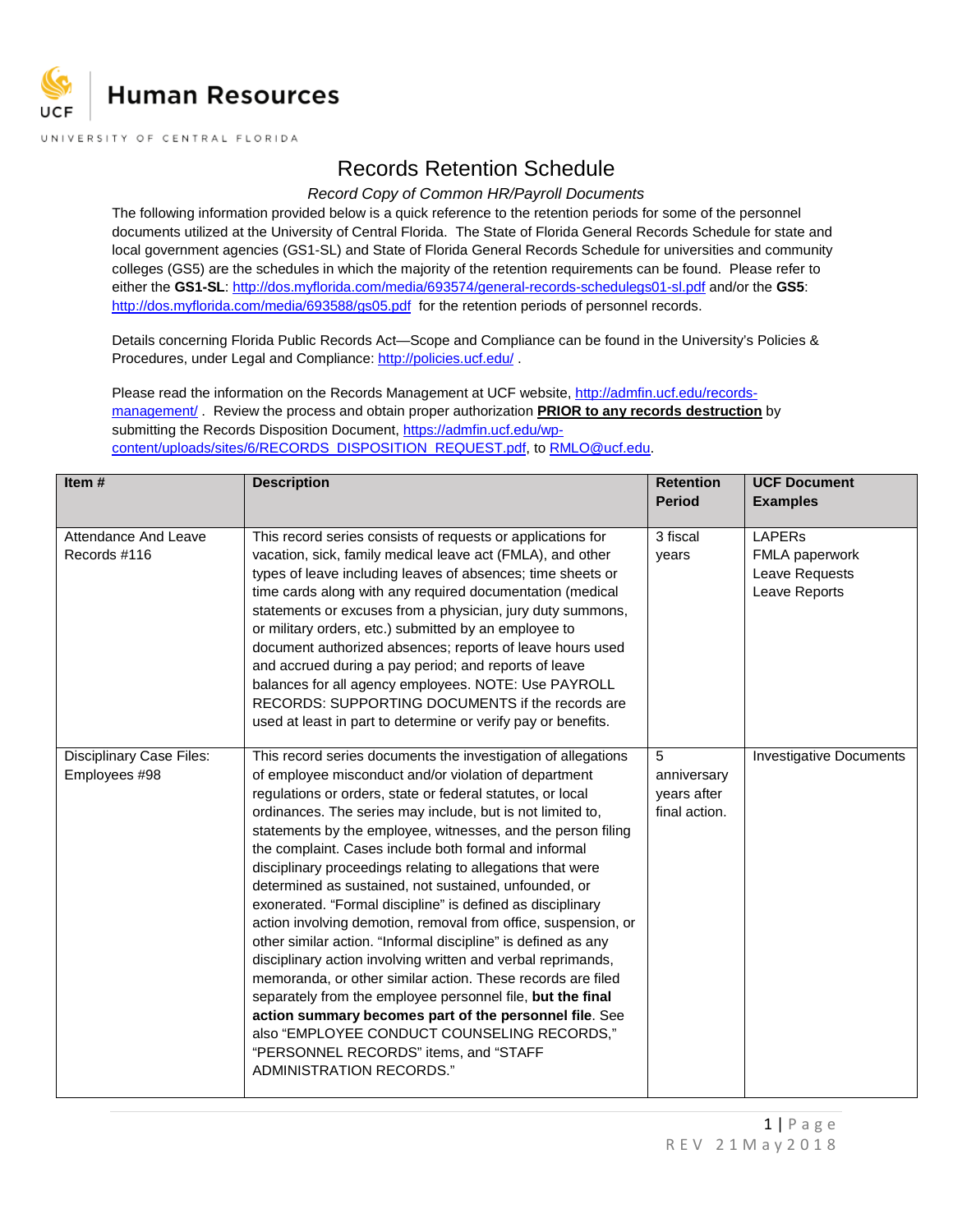**Human Resources**

UNIVERSITY OF CENTRAL FLORIDA

# Records Retention Schedule

*Record Copy of Common HR/Payroll Documents*

The following information provided below is a quick reference to the retention periods for some of the personnel documents utilized at the University of Central Florida. The State of Florida General Records Schedule for state and local government agencies (GS1-SL) and State of Florida General Records Schedule for universities and community colleges (GS5) are the schedules in which the majority of the retention requirements can be found. Please refer to either the **GS1-SL**: http://dos.myflorida.com/media/693574/general-records-schedulegs01-sl.pdf and/or the **GS5**: http://dos.myflorida.com/media/693588/gs05.pdf for the retention periods of personnel records.

Details concerning Florida Public Records Act—Scope and Compliance can be found in the University's Policies & Procedures, under Legal and Compliance: http://policies.ucf.edu/ .

Please read the information on the Records Management at UCF website, http://admfin.ucf.edu/records-management/ . Review the process and obtain proper authorization **PRIOR to any records destruction** by submitting the Records Disposition Document, https://admfin.ucf.edu/wp-content/uploads/sites/6/RECORDS_DISPOSITION_REQUEST.pdf, to RMLO@ucf.edu.

| Item # | Description | Retention Period | UCF Document Examples |
|---|---|---|---|
| Attendance And Leave Records #116 | This record series consists of requests or applications for vacation, sick, family medical leave act (FMLA), and other types of leave including leaves of absences; time sheets or time cards along with any required documentation (medical statements or excuses from a physician, jury duty summons, or military orders, etc.) submitted by an employee to document authorized absences; reports of leave hours used and accrued during a pay period; and reports of leave balances for all agency employees. NOTE: Use PAYROLL RECORDS: SUPPORTING DOCUMENTS if the records are used at least in part to determine or verify pay or benefits. | 3 fiscal years | LAPERs<br>FMLA paperwork<br>Leave Requests<br>Leave Reports |
| Disciplinary Case Files: Employees #98 | This record series documents the investigation of allegations of employee misconduct and/or violation of department regulations or orders, state or federal statutes, or local ordinances. The series may include, but is not limited to, statements by the employee, witnesses, and the person filing the complaint. Cases include both formal and informal disciplinary proceedings relating to allegations that were determined as sustained, not sustained, unfounded, or exonerated. "Formal discipline" is defined as disciplinary action involving demotion, removal from office, suspension, or other similar action. "Informal discipline" is defined as any disciplinary action involving written and verbal reprimands, memoranda, or other similar action. These records are filed separately from the employee personnel file, **but the final action summary becomes part of the personnel file**. See also "EMPLOYEE CONDUCT COUNSELING RECORDS," "PERSONNEL RECORDS" items, and "STAFF ADMINISTRATION RECORDS." | 5 anniversary years after final action. | Investigative Documents |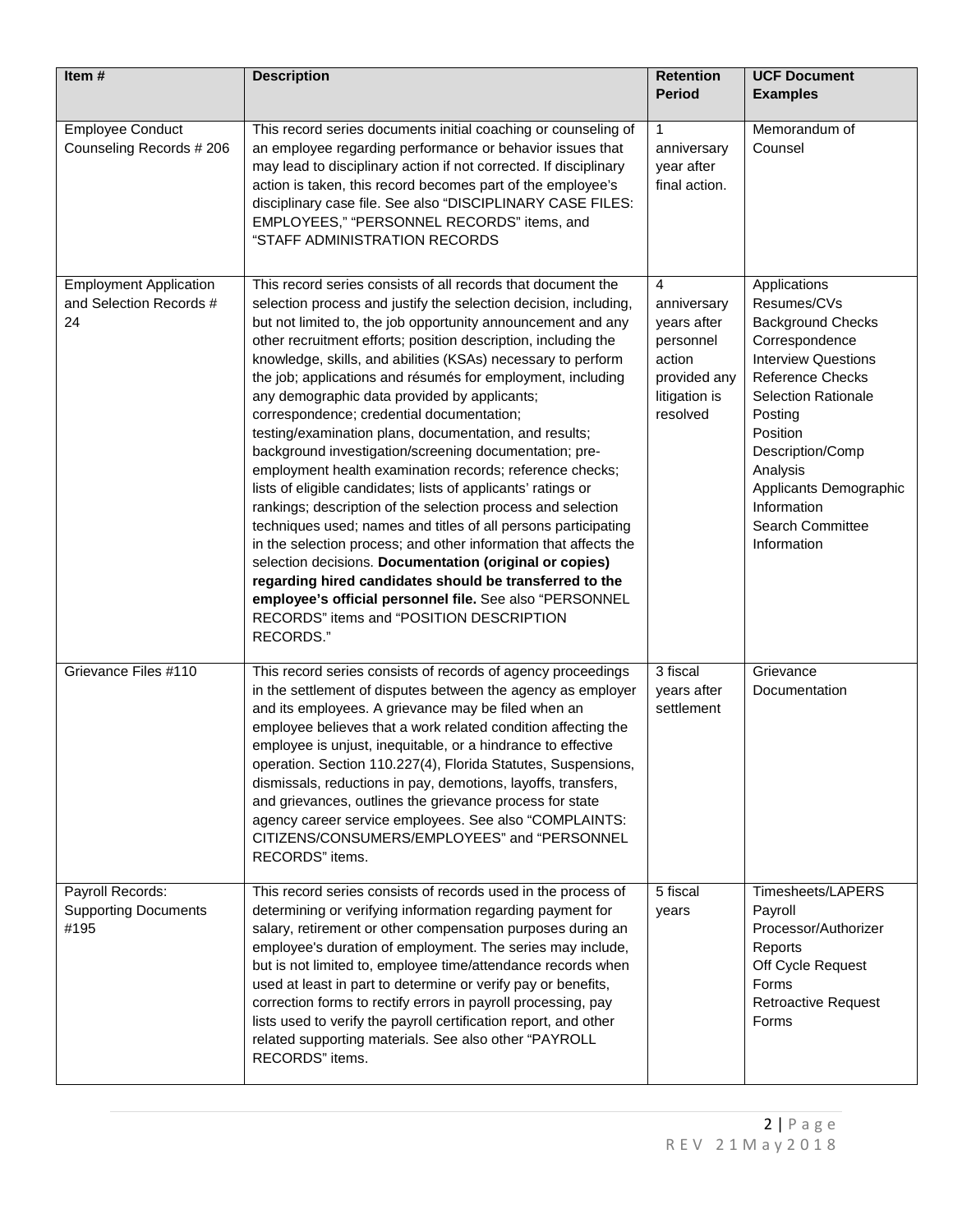| Item # | Description | Retention Period | UCF Document Examples |
|---|---|---|---|
| Employee Conduct Counseling Records # 206 | This record series documents initial coaching or counseling of an employee regarding performance or behavior issues that may lead to disciplinary action if not corrected. If disciplinary action is taken, this record becomes part of the employee's disciplinary case file. See also "DISCIPLINARY CASE FILES: EMPLOYEES," "PERSONNEL RECORDS" items, and "STAFF ADMINISTRATION RECORDS | 1 anniversary year after final action. | Memorandum of Counsel |
| Employment Application and Selection Records # 24 | This record series consists of all records that document the selection process and justify the selection decision, including, but not limited to, the job opportunity announcement and any other recruitment efforts; position description, including the knowledge, skills, and abilities (KSAs) necessary to perform the job; applications and résumés for employment, including any demographic data provided by applicants; correspondence; credential documentation; testing/examination plans, documentation, and results; background investigation/screening documentation; pre-employment health examination records; reference checks; lists of eligible candidates; lists of applicants' ratings or rankings; description of the selection process and selection techniques used; names and titles of all persons participating in the selection process; and other information that affects the selection decisions. **Documentation (original or copies) regarding hired candidates should be transferred to the employee's official personnel file.** See also "PERSONNEL RECORDS" items and "POSITION DESCRIPTION RECORDS." | 4 anniversary years after personnel action provided any litigation is resolved | Applications<br>Resumes/CVs<br>Background Checks<br>Correspondence<br>Interview Questions<br>Reference Checks<br>Selection Rationale<br>Posting<br>Position Description/Comp Analysis<br>Applicants Demographic Information<br>Search Committee Information |
| Grievance Files #110 | This record series consists of records of agency proceedings in the settlement of disputes between the agency as employer and its employees. A grievance may be filed when an employee believes that a work related condition affecting the employee is unjust, inequitable, or a hindrance to effective operation. Section 110.227(4), Florida Statutes, Suspensions, dismissals, reductions in pay, demotions, layoffs, transfers, and grievances, outlines the grievance process for state agency career service employees. See also "COMPLAINTS: CITIZENS/CONSUMERS/EMPLOYEES" and "PERSONNEL RECORDS" items. | 3 fiscal years after settlement | Grievance Documentation |
| Payroll Records: Supporting Documents #195 | This record series consists of records used in the process of determining or verifying information regarding payment for salary, retirement or other compensation purposes during an employee's duration of employment. The series may include, but is not limited to, employee time/attendance records when used at least in part to determine or verify pay or benefits, correction forms to rectify errors in payroll processing, pay lists used to verify the payroll certification report, and other related supporting materials. See also other "PAYROLL RECORDS" items. | 5 fiscal years | Timesheets/LAPERS<br>Payroll Processor/Authorizer Reports<br>Off Cycle Request Forms<br>Retroactive Request Forms |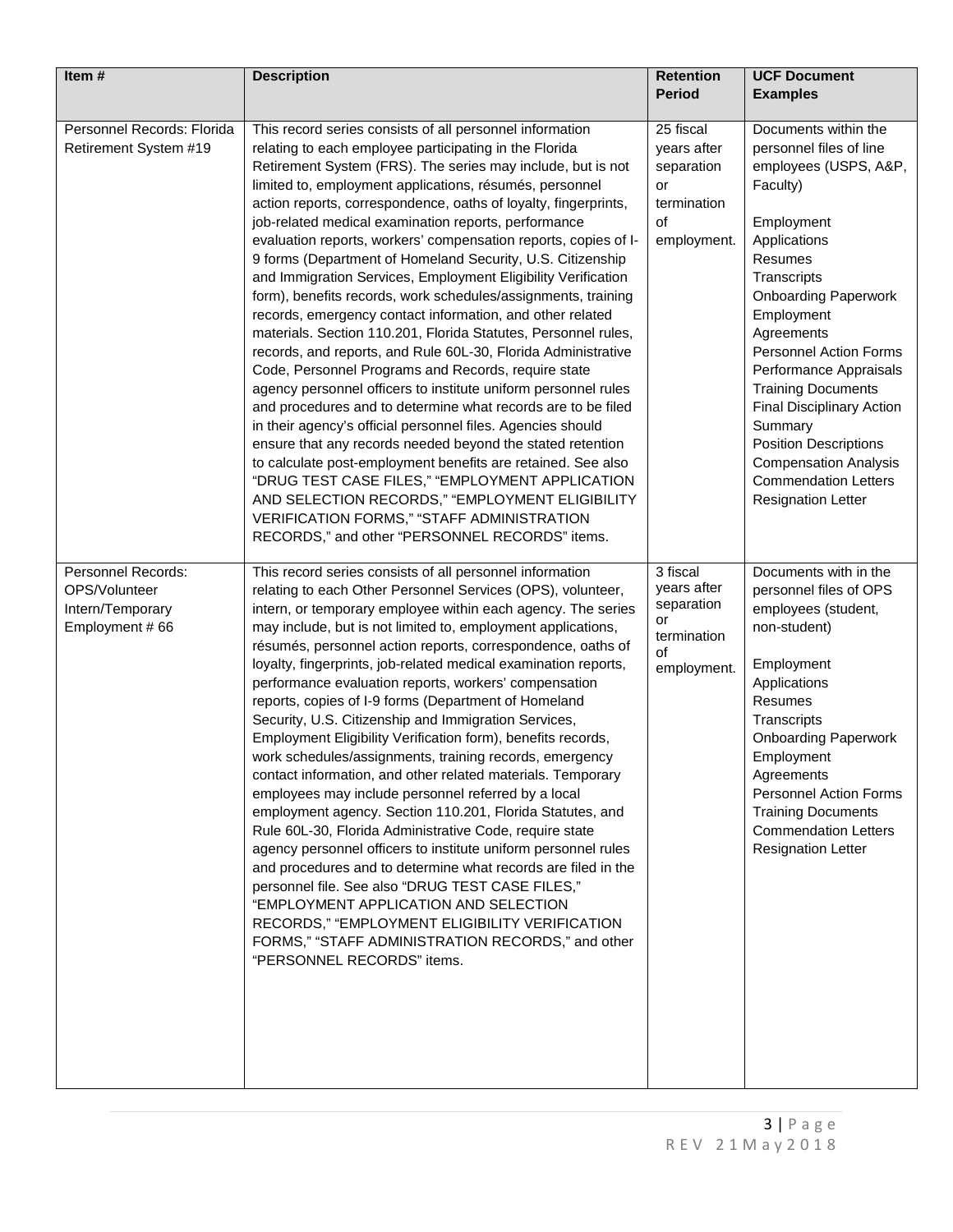| Item # | Description | Retention Period | UCF Document Examples |
|---|---|---|---|
| Personnel Records: Florida Retirement System #19 | This record series consists of all personnel information relating to each employee participating in the Florida Retirement System (FRS). The series may include, but is not limited to, employment applications, résumés, personnel action reports, correspondence, oaths of loyalty, fingerprints, job-related medical examination reports, performance evaluation reports, workers' compensation reports, copies of I-9 forms (Department of Homeland Security, U.S. Citizenship and Immigration Services, Employment Eligibility Verification form), benefits records, work schedules/assignments, training records, emergency contact information, and other related materials. Section 110.201, Florida Statutes, Personnel rules, records, and reports, and Rule 60L-30, Florida Administrative Code, Personnel Programs and Records, require state agency personnel officers to institute uniform personnel rules and procedures and to determine what records are to be filed in their agency's official personnel files. Agencies should ensure that any records needed beyond the stated retention to calculate post-employment benefits are retained. See also "DRUG TEST CASE FILES," "EMPLOYMENT APPLICATION AND SELECTION RECORDS," "EMPLOYMENT ELIGIBILITY VERIFICATION FORMS," "STAFF ADMINISTRATION RECORDS," and other "PERSONNEL RECORDS" items. | 25 fiscal years after separation or termination of employment. | Documents within the personnel files of line employees (USPS, A&P, Faculty)<br><br>Employment Applications<br>Resumes<br>Transcripts<br>Onboarding Paperwork<br>Employment Agreements<br>Personnel Action Forms<br>Performance Appraisals<br>Training Documents<br>Final Disciplinary Action Summary<br>Position Descriptions<br>Compensation Analysis<br>Commendation Letters<br>Resignation Letter |
| Personnel Records: OPS/Volunteer Intern/Temporary Employment # 66 | This record series consists of all personnel information relating to each Other Personnel Services (OPS), volunteer, intern, or temporary employee within each agency. The series may include, but is not limited to, employment applications, résumés, personnel action reports, correspondence, oaths of loyalty, fingerprints, job-related medical examination reports, performance evaluation reports, workers' compensation reports, copies of I-9 forms (Department of Homeland Security, U.S. Citizenship and Immigration Services, Employment Eligibility Verification form), benefits records, work schedules/assignments, training records, emergency contact information, and other related materials. Temporary employees may include personnel referred by a local employment agency. Section 110.201, Florida Statutes, and Rule 60L-30, Florida Administrative Code, require state agency personnel officers to institute uniform personnel rules and procedures and to determine what records are filed in the personnel file. See also "DRUG TEST CASE FILES," "EMPLOYMENT APPLICATION AND SELECTION RECORDS," "EMPLOYMENT ELIGIBILITY VERIFICATION FORMS," "STAFF ADMINISTRATION RECORDS," and other "PERSONNEL RECORDS" items. | 3 fiscal years after separation or termination of employment. | Documents with in the personnel files of OPS employees (student, non-student)<br><br>Employment Applications<br>Resumes<br>Transcripts<br>Onboarding Paperwork<br>Employment Agreements<br>Personnel Action Forms<br>Training Documents<br>Commendation Letters<br>Resignation Letter |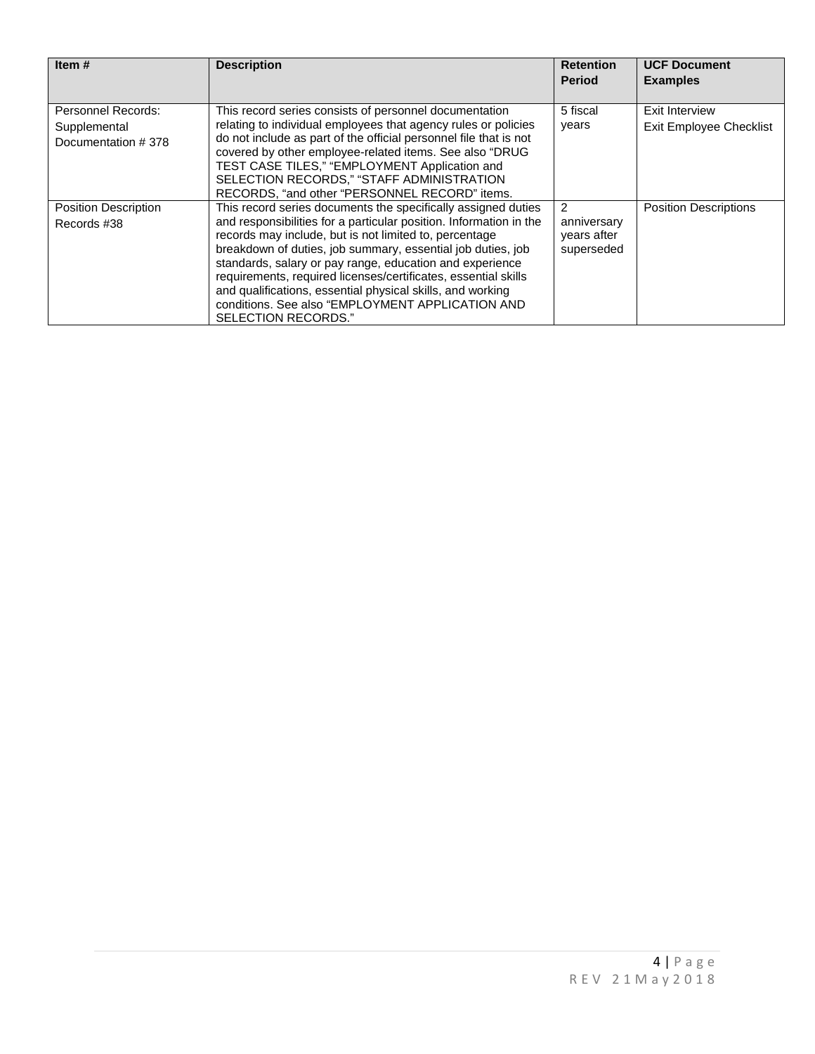| Item # | Description | Retention Period | UCF Document Examples |
|---|---|---|---|
| Personnel Records: Supplemental Documentation # 378 | This record series consists of personnel documentation relating to individual employees that agency rules or policies do not include as part of the official personnel file that is not covered by other employee-related items. See also "DRUG TEST CASE TILES," "EMPLOYMENT Application and SELECTION RECORDS," "STAFF ADMINISTRATION RECORDS, "and other "PERSONNEL RECORD" items. | 5 fiscal years | Exit Interview<br>Exit Employee Checklist |
| Position Description Records #38 | This record series documents the specifically assigned duties and responsibilities for a particular position. Information in the records may include, but is not limited to, percentage breakdown of duties, job summary, essential job duties, job standards, salary or pay range, education and experience requirements, required licenses/certificates, essential skills and qualifications, essential physical skills, and working conditions. See also "EMPLOYMENT APPLICATION AND SELECTION RECORDS." | 2 anniversary years after superseded | Position Descriptions |